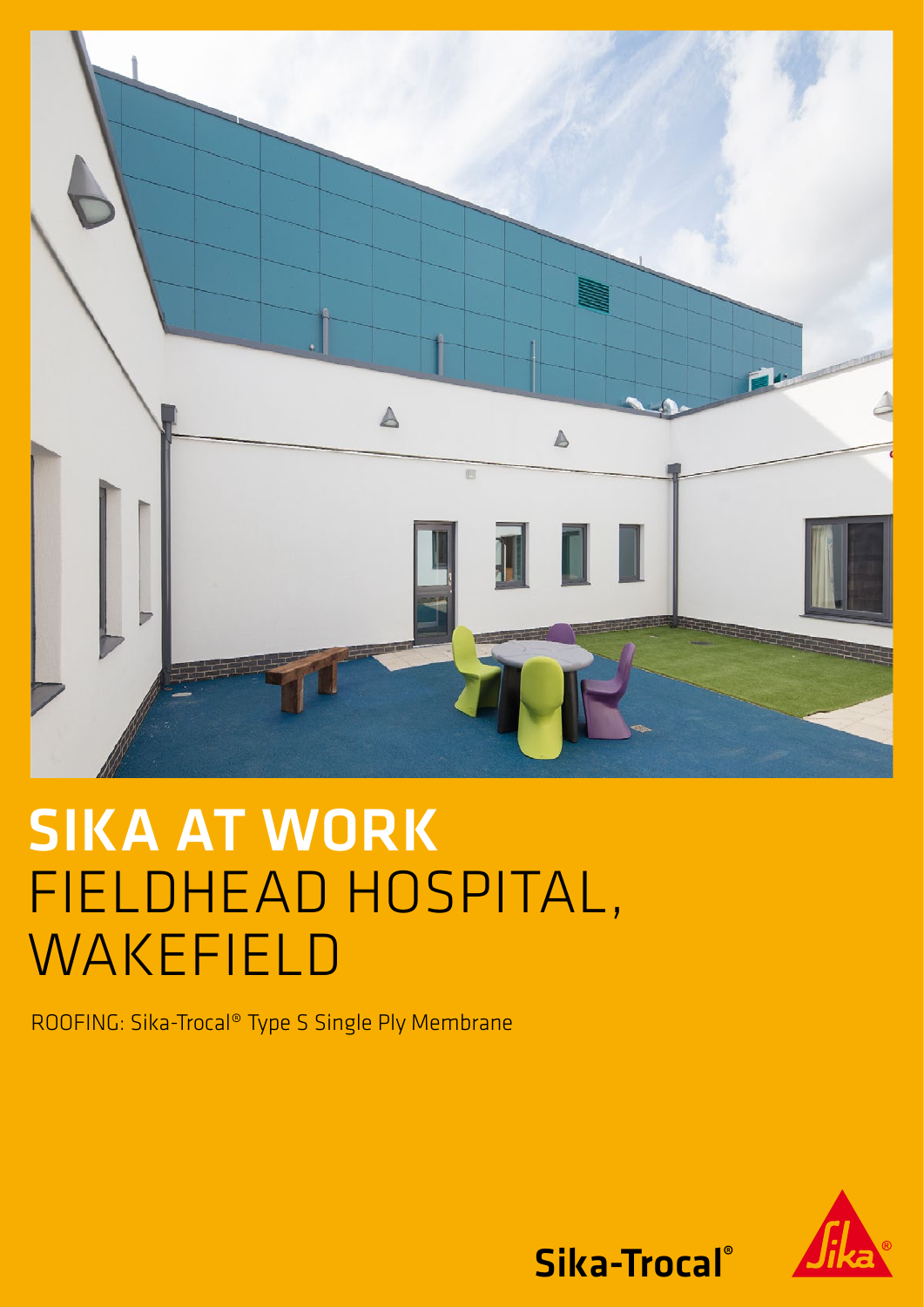# SIKA AT WORK
# FIELDHEAD HOSPITAL, WAKEFIELD

ROOFING: Sika-Trocal® Type S Single Ply Membrane

Sika-Trocal®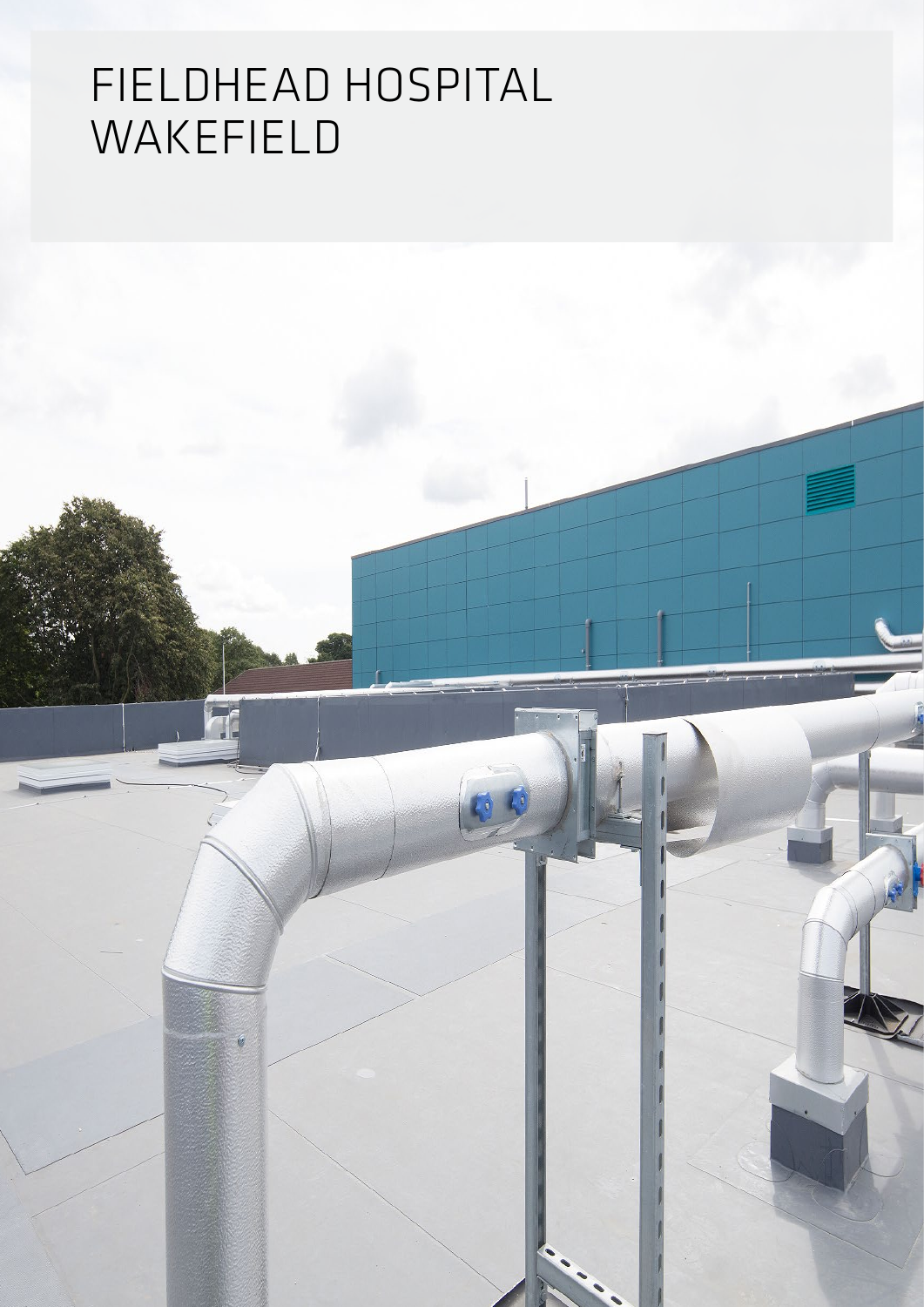# FIELDHEAD HOSPITAL WAKEFIELD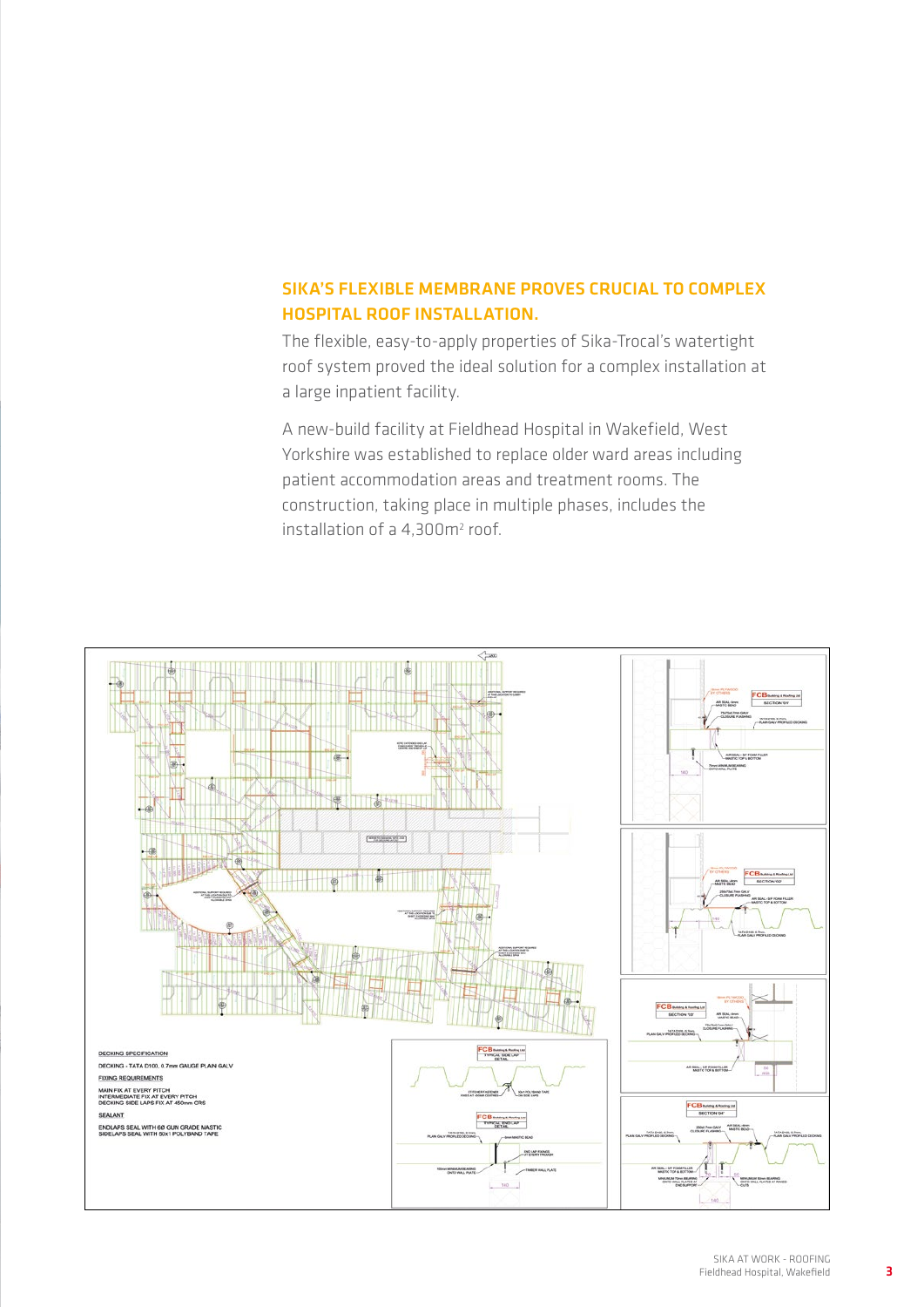## SIKA'S FLEXIBLE MEMBRANE PROVES CRUCIAL TO COMPLEX HOSPITAL ROOF INSTALLATION.

The flexible, easy-to-apply properties of Sika-Trocal's watertight roof system proved the ideal solution for a complex installation at a large inpatient facility.

A new-build facility at Fieldhead Hospital in Wakefield, West Yorkshire was established to replace older ward areas including patient accommodation areas and treatment rooms. The construction, taking place in multiple phases, includes the installation of a 4,300m² roof.

DECKING SPECIFICATION

DECKING - TATA D100, 0.7mm GAUGE PLAIN GALV

FIXING REQUIREMENTS

MAIN FIX AT EVERY PITCH
INTERMEDIATE FIX AT EVERY PITCH
DECKING SIDE LAPS FIX AT 450mm CRS

SEALANT

ENDLAPS SEAL WITH 6Ø GUN GRADE MASTIC
SIDELAPS SEAL WITH 50x1 POLYBAND TAPE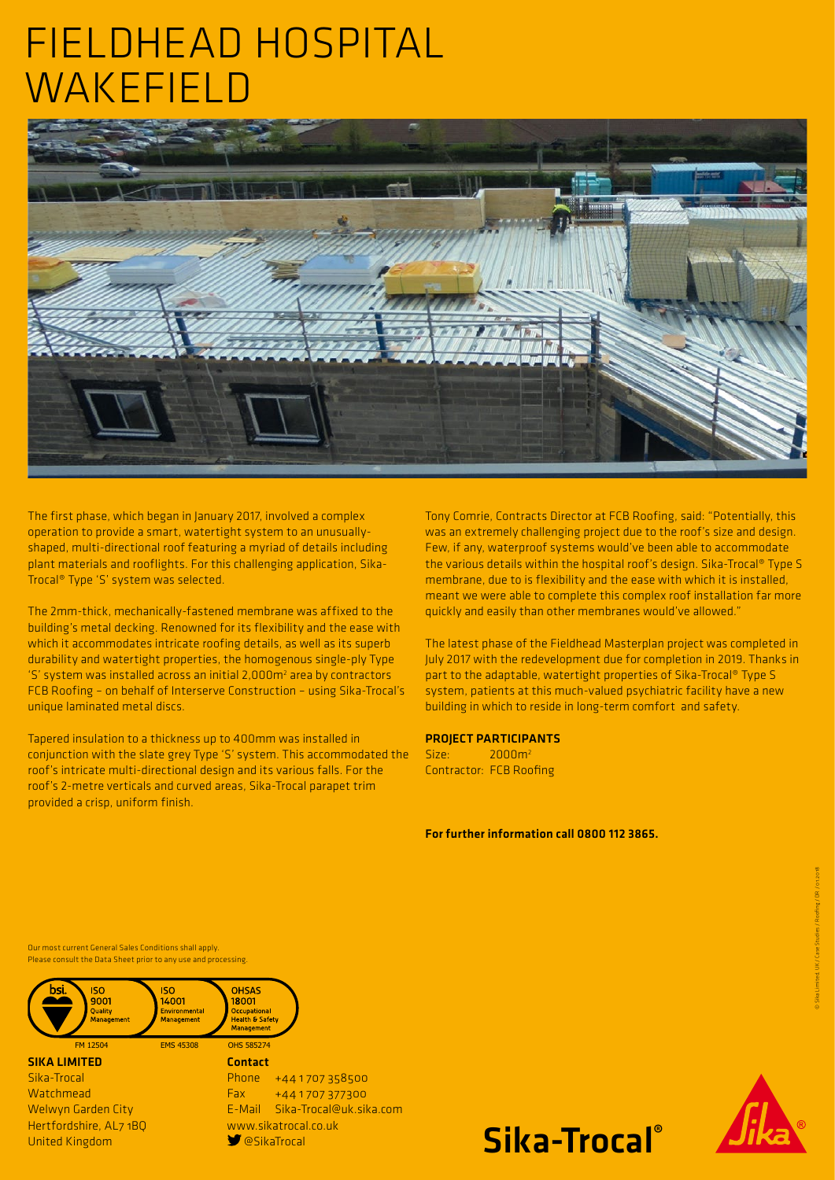# FIELDHEAD HOSPITAL WAKEFIELD

The first phase, which began in January 2017, involved a complex operation to provide a smart, watertight system to an unusually-shaped, multi-directional roof featuring a myriad of details including plant materials and rooflights. For this challenging application, Sika-Trocal® Type 'S' system was selected.

The 2mm-thick, mechanically-fastened membrane was affixed to the building's metal decking. Renowned for its flexibility and the ease with which it accommodates intricate roofing details, as well as its superb durability and watertight properties, the homogenous single-ply Type 'S' system was installed across an initial 2,000m² area by contractors FCB Roofing – on behalf of Interserve Construction – using Sika-Trocal's unique laminated metal discs.

Tapered insulation to a thickness up to 400mm was installed in conjunction with the slate grey Type 'S' system. This accommodated the roof's intricate multi-directional design and its various falls. For the roof's 2-metre verticals and curved areas, Sika-Trocal parapet trim provided a crisp, uniform finish.

Tony Comrie, Contracts Director at FCB Roofing, said: "Potentially, this was an extremely challenging project due to the roof's size and design. Few, if any, waterproof systems would've been able to accommodate the various details within the hospital roof's design. Sika-Trocal® Type S membrane, due to is flexibility and the ease with which it is installed, meant we were able to complete this complex roof installation far more quickly and easily than other membranes would've allowed."

The latest phase of the Fieldhead Masterplan project was completed in July 2017 with the redevelopment due for completion in 2019. Thanks in part to the adaptable, watertight properties of Sika-Trocal® Type S system, patients at this much-valued psychiatric facility have a new building in which to reside in long-term comfort and safety.

**PROJECT PARTICIPANTS**

Size: 2000m²
Contractor: FCB Roofing

**For further information call 0800 112 3865.**

Our most current General Sales Conditions shall apply.
Please consult the Data Sheet prior to any use and processing.

ISO 9001 Quality Management — FM 12504
ISO 14001 Environmental Management — EMS 45308
OHSAS 18001 Occupational Health & Safety Management — OHS 585274

**SIKA LIMITED**
Sika-Trocal
Watchmead
Welwyn Garden City
Hertfordshire, AL7 1BQ
United Kingdom

**Contact**
Phone +44 1707 358500
Fax +44 1707 377300
E-Mail Sika-Trocal@uk.sika.com
www.sikatrocal.co.uk
@SikaTrocal

Sika-Trocal®